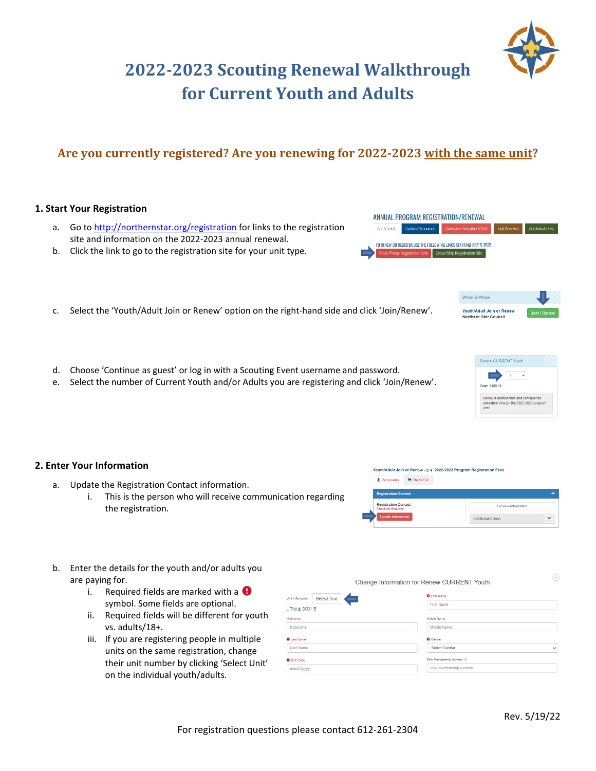# 2022-2023 Scouting Renewal Walkthrough for Current Youth and Adults

## Are you currently registered? Are you renewing for 2022-2023 <u>with the same unit</u>?

### 1. Start Your Registration

a. Go to http://northernstar.org/registration for links to the registration site and information on the 2022-2023 annual renewal.

b. Click the link to go to the registration site for your unit type.

c. Select the 'Youth/Adult Join or Renew' option on the right-hand side and click 'Join/Renew'.

d. Choose 'Continue as guest' or log in with a Scouting Event username and password.

e. Select the number of Current Youth and/or Adults you are registering and click 'Join/Renew'.

### 2. Enter Your Information

a. Update the Registration Contact information.

   i. This is the person who will receive communication regarding the registration.

b. Enter the details for the youth and/or adults you are paying for.

   i. Required fields are marked with a ❗ symbol. Some fields are optional.

   ii. Required fields will be different for youth vs. adults/18+.

   iii. If you are registering people in multiple units on the same registration, change their unit number by clicking 'Select Unit' on the individual youth/adults.

Rev. 5/19/22

For registration questions please contact 612-261-2304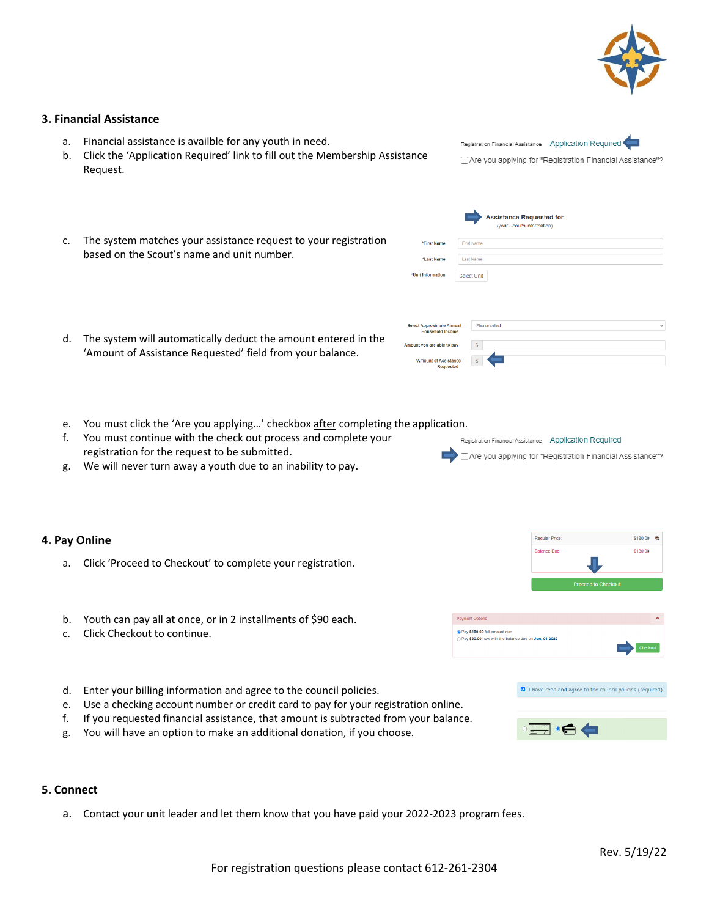## 3. Financial Assistance

a. Financial assistance is availble for any youth in need.
b. Click the 'Application Required' link to fill out the Membership Assistance Request.

Registration Financial Assistance Application Required
Are you applying for "Registration Financial Assistance"?

c. The system matches your assistance request to your registration based on the Scout's name and unit number.

Assistance Requested for
(your Scout's information)
*First Name
*Last Name
*Unit Information Select Unit

d. The system will automatically deduct the amount entered in the 'Amount of Assistance Requested' field from your balance.

Select Approximate Annual Household Income Please select
Amount you are able to pay $
*Amount of Assistance Requested $

e. You must click the 'Are you applying...' checkbox after completing the application.
f. You must continue with the check out process and complete your registration for the request to be submitted.
g. We will never turn away a youth due to an inability to pay.

Registration Financial Assistance Application Required
Are you applying for "Registration Financial Assistance"?

## 4. Pay Online

a. Click 'Proceed to Checkout' to complete your registration.

Regular Price: $180.00
Balance Due: $180.00
Proceed to Checkout

b. Youth can pay all at once, or in 2 installments of $90 each.
c. Click Checkout to continue.

Payment Options
Pay $180.00 full amount due
Pay $90.00 now with the balance due on Jun, 01 2022
Checkout

d. Enter your billing information and agree to the council policies.
e. Use a checking account number or credit card to pay for your registration online.
f. If you requested financial assistance, that amount is subtracted from your balance.
g. You will have an option to make an additional donation, if you choose.

I have read and agree to the council policies (required)

## 5. Connect

a. Contact your unit leader and let them know that you have paid your 2022-2023 program fees.

Rev. 5/19/22

For registration questions please contact 612-261-2304